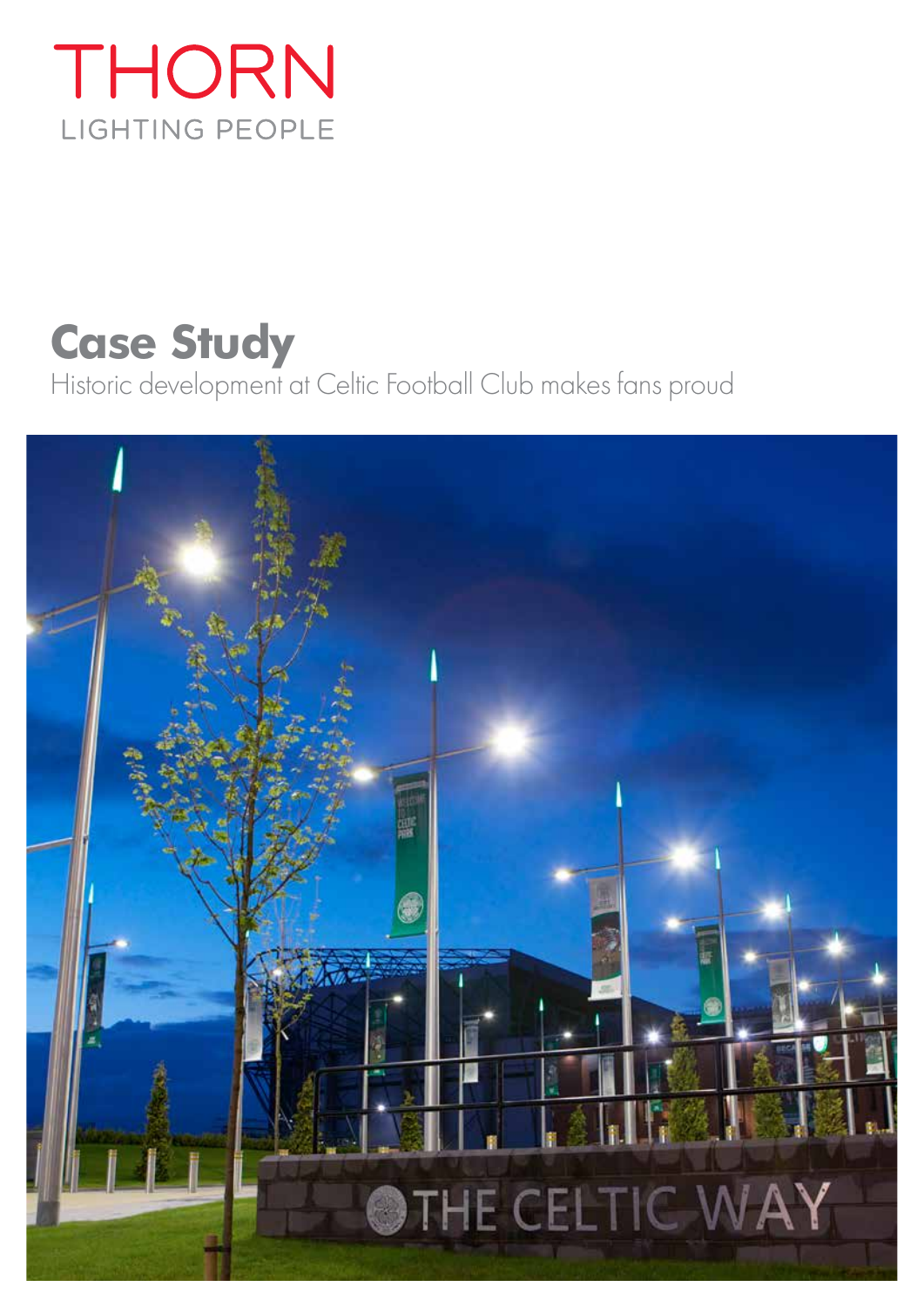THORN

LIGHTING PEOPLE

# Case Study

Historic development at Celtic Football Club makes fans proud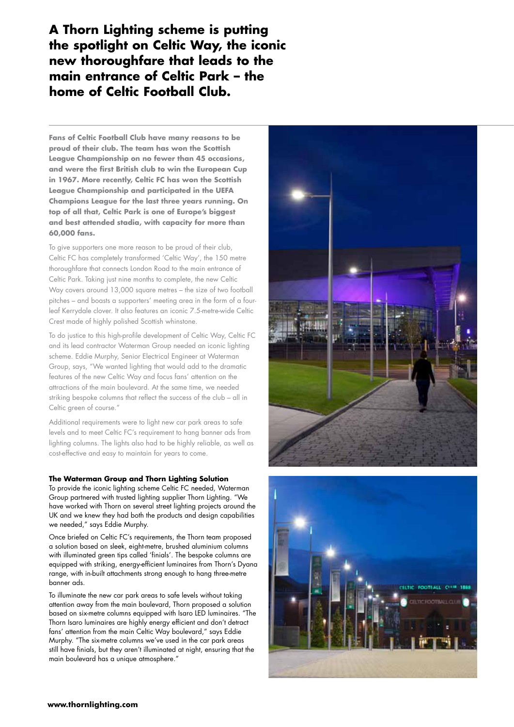# A Thorn Lighting scheme is putting the spotlight on Celtic Way, the iconic new thoroughfare that leads to the main entrance of Celtic Park – the home of Celtic Football Club.

**Fans of Celtic Football Club have many reasons to be proud of their club. The team has won the Scottish League Championship on no fewer than 45 occasions, and were the first British club to win the European Cup in 1967. More recently, Celtic FC has won the Scottish League Championship and participated in the UEFA Champions League for the last three years running. On top of all that, Celtic Park is one of Europe's biggest and best attended stadia, with capacity for more than 60,000 fans.**

To give supporters one more reason to be proud of their club, Celtic FC has completely transformed 'Celtic Way', the 150 metre thoroughfare that connects London Road to the main entrance of Celtic Park. Taking just nine months to complete, the new Celtic Way covers around 13,000 square metres – the size of two football pitches – and boasts a supporters' meeting area in the form of a four-leaf Kerrydale clover. It also features an iconic 7.5-metre-wide Celtic Crest made of highly polished Scottish whinstone.

To do justice to this high-profile development of Celtic Way, Celtic FC and its lead contractor Waterman Group needed an iconic lighting scheme. Eddie Murphy, Senior Electrical Engineer at Waterman Group, says, "We wanted lighting that would add to the dramatic features of the new Celtic Way and focus fans' attention on the attractions of the main boulevard. At the same time, we needed striking bespoke columns that reflect the success of the club – all in Celtic green of course."

Additional requirements were to light new car park areas to safe levels and to meet Celtic FC's requirement to hang banner ads from lighting columns. The lights also had to be highly reliable, as well as cost-effective and easy to maintain for years to come.

**The Waterman Group and Thorn Lighting Solution**

To provide the iconic lighting scheme Celtic FC needed, Waterman Group partnered with trusted lighting supplier Thorn Lighting. "We have worked with Thorn on several street lighting projects around the UK and we knew they had both the products and design capabilities we needed," says Eddie Murphy.

Once briefed on Celtic FC's requirements, the Thorn team proposed a solution based on sleek, eight-metre, brushed aluminium columns with illuminated green tips called 'finials'. The bespoke columns are equipped with striking, energy-efficient luminaires from Thorn's Dyana range, with in-built attachments strong enough to hang three-metre banner ads.

To illuminate the new car park areas to safe levels without taking attention away from the main boulevard, Thorn proposed a solution based on six-metre columns equipped with Isaro LED luminaires. "The Thorn Isaro luminaires are highly energy efficient and don't detract fans' attention from the main Celtic Way boulevard," says Eddie Murphy. "The six-metre columns we've used in the car park areas still have finials, but they aren't illuminated at night, ensuring that the main boulevard has a unique atmosphere."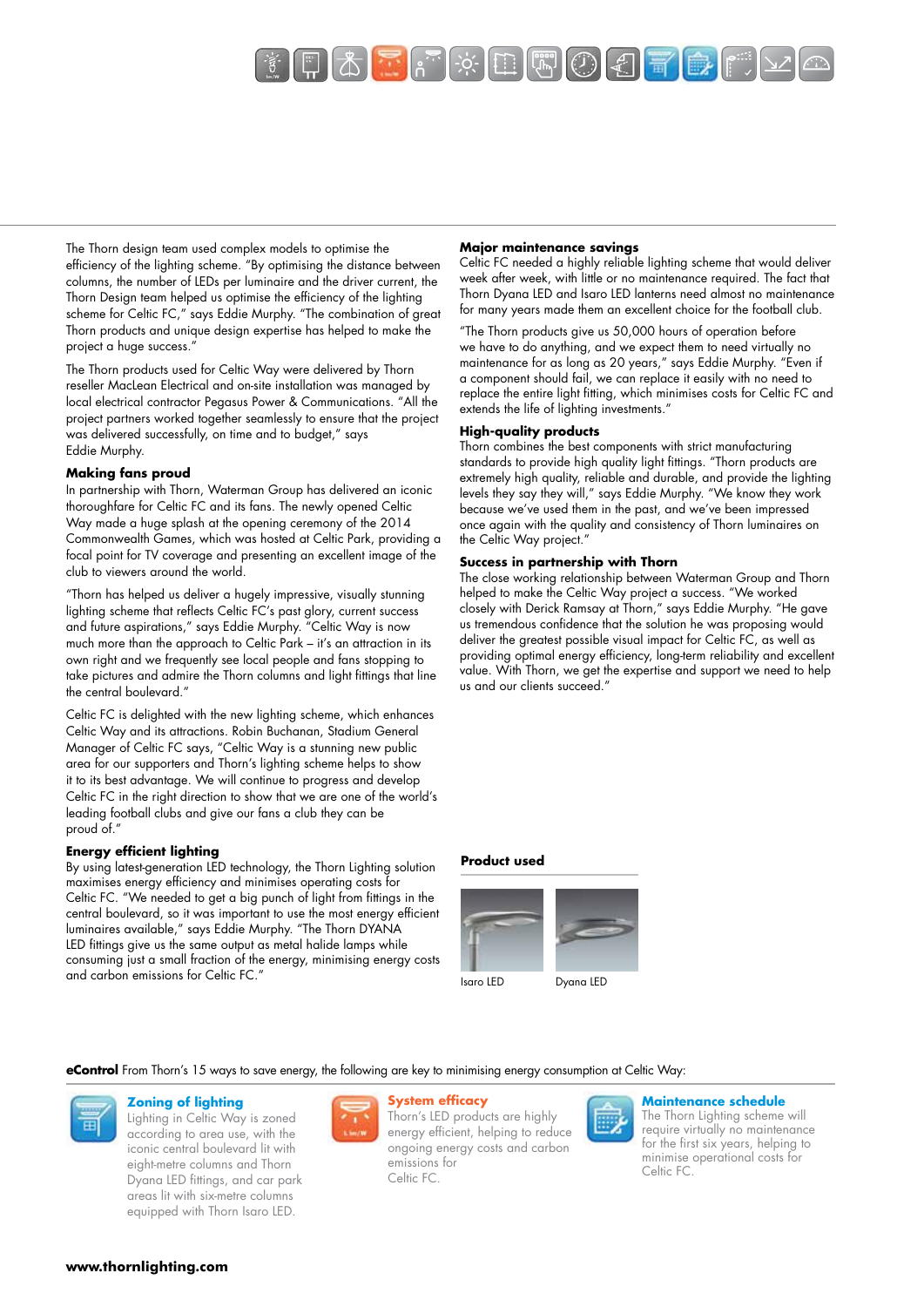The Thorn design team used complex models to optimise the efficiency of the lighting scheme. "By optimising the distance between columns, the number of LEDs per luminaire and the driver current, the Thorn Design team helped us optimise the efficiency of the lighting scheme for Celtic FC," says Eddie Murphy. "The combination of great Thorn products and unique design expertise has helped to make the project a huge success."

The Thorn products used for Celtic Way were delivered by Thorn reseller MacLean Electrical and on-site installation was managed by local electrical contractor Pegasus Power & Communications. "All the project partners worked together seamlessly to ensure that the project was delivered successfully, on time and to budget," says Eddie Murphy.

**Making fans proud**

In partnership with Thorn, Waterman Group has delivered an iconic thoroughfare for Celtic FC and its fans. The newly opened Celtic Way made a huge splash at the opening ceremony of the 2014 Commonwealth Games, which was hosted at Celtic Park, providing a focal point for TV coverage and presenting an excellent image of the club to viewers around the world.

"Thorn has helped us deliver a hugely impressive, visually stunning lighting scheme that reflects Celtic FC's past glory, current success and future aspirations," says Eddie Murphy. "Celtic Way is now much more than the approach to Celtic Park – it's an attraction in its own right and we frequently see local people and fans stopping to take pictures and admire the Thorn columns and light fittings that line the central boulevard."

Celtic FC is delighted with the new lighting scheme, which enhances Celtic Way and its attractions. Robin Buchanan, Stadium General Manager of Celtic FC says, "Celtic Way is a stunning new public area for our supporters and Thorn's lighting scheme helps to show it to its best advantage. We will continue to progress and develop Celtic FC in the right direction to show that we are one of the world's leading football clubs and give our fans a club they can be proud of."

**Energy efficient lighting**

By using latest-generation LED technology, the Thorn Lighting solution maximises energy efficiency and minimises operating costs for Celtic FC. "We needed to get a big punch of light from fittings in the central boulevard, so it was important to use the most energy efficient luminaires available," says Eddie Murphy. "The Thorn DYANA LED fittings give us the same output as metal halide lamps while consuming just a small fraction of the energy, minimising energy costs and carbon emissions for Celtic FC."

**Major maintenance savings**

Celtic FC needed a highly reliable lighting scheme that would deliver week after week, with little or no maintenance required. The fact that Thorn Dyana LED and Isaro LED lanterns need almost no maintenance for many years made them an excellent choice for the football club.

"The Thorn products give us 50,000 hours of operation before we have to do anything, and we expect them to need virtually no maintenance for as long as 20 years," says Eddie Murphy. "Even if a component should fail, we can replace it easily with no need to replace the entire light fitting, which minimises costs for Celtic FC and extends the life of lighting investments."

**High-quality products**

Thorn combines the best components with strict manufacturing standards to provide high quality light fittings. "Thorn products are extremely high quality, reliable and durable, and provide the lighting levels they say they will," says Eddie Murphy. "We know they work because we've used them in the past, and we've been impressed once again with the quality and consistency of Thorn luminaires on the Celtic Way project."

**Success in partnership with Thorn**

The close working relationship between Waterman Group and Thorn helped to make the Celtic Way project a success. "We worked closely with Derick Ramsay at Thorn," says Eddie Murphy. "He gave us tremendous confidence that the solution he was proposing would deliver the greatest possible visual impact for Celtic FC, as well as providing optimal energy efficiency, long-term reliability and excellent value. With Thorn, we get the expertise and support we need to help us and our clients succeed."

**Product used**

Isaro LED

Dyana LED

**eControl** From Thorn's 15 ways to save energy, the following are key to minimising energy consumption at Celtic Way:

**Zoning of lighting**
Lighting in Celtic Way is zoned according to area use, with the iconic central boulevard lit with eight-metre columns and Thorn Dyana LED fittings, and car park areas lit with six-metre columns equipped with Thorn Isaro LED.

**System efficacy**
Thorn's LED products are highly energy efficient, helping to reduce ongoing energy costs and carbon emissions for Celtic FC.

**Maintenance schedule**
The Thorn Lighting scheme will require virtually no maintenance for the first six years, helping to minimise operational costs for Celtic FC.

**www.thornlighting.com**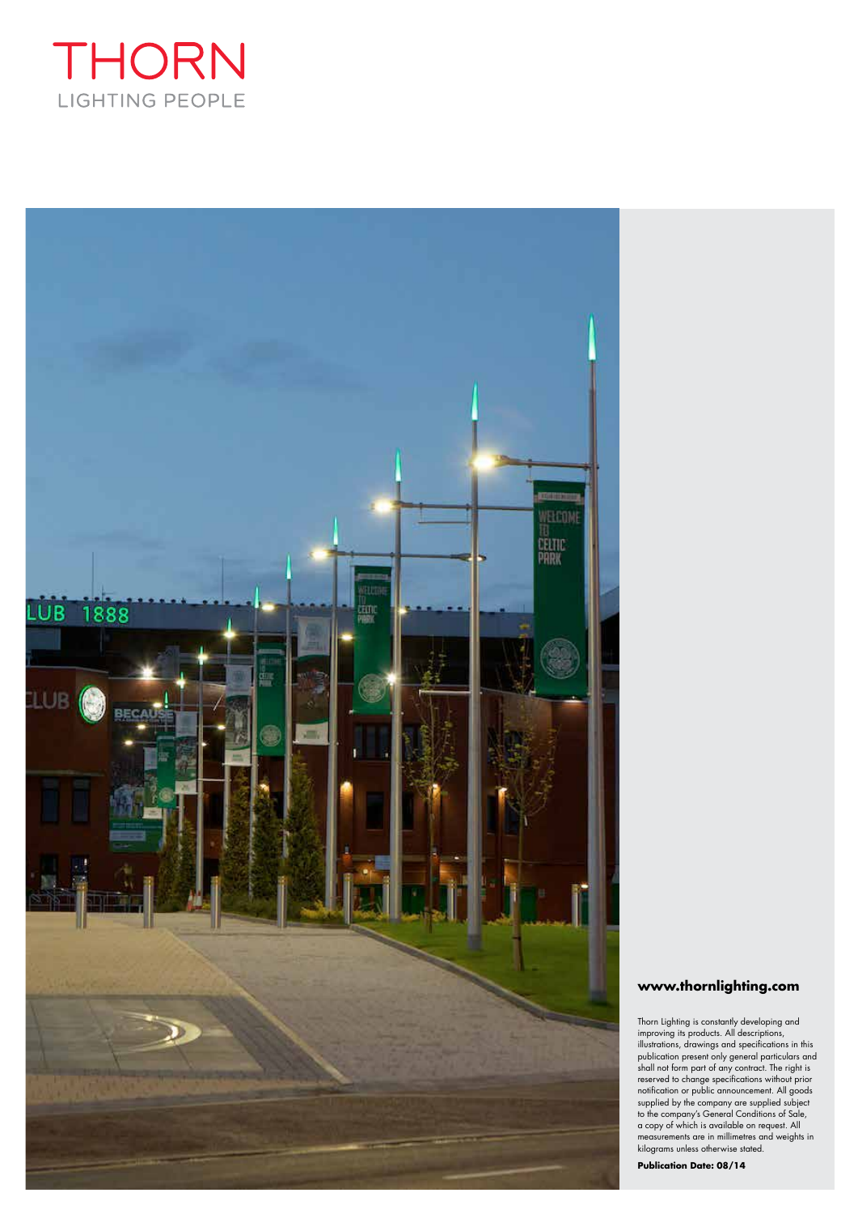THORN

LIGHTING PEOPLE

**www.thornlighting.com**

Thorn Lighting is constantly developing and improving its products. All descriptions, illustrations, drawings and specifications in this publication present only general particulars and shall not form part of any contract. The right is reserved to change specifications without prior notification or public announcement. All goods supplied by the company are supplied subject to the company's General Conditions of Sale, a copy of which is available on request. All measurements are in millimetres and weights in kilograms unless otherwise stated.

**Publication Date: 08/14**